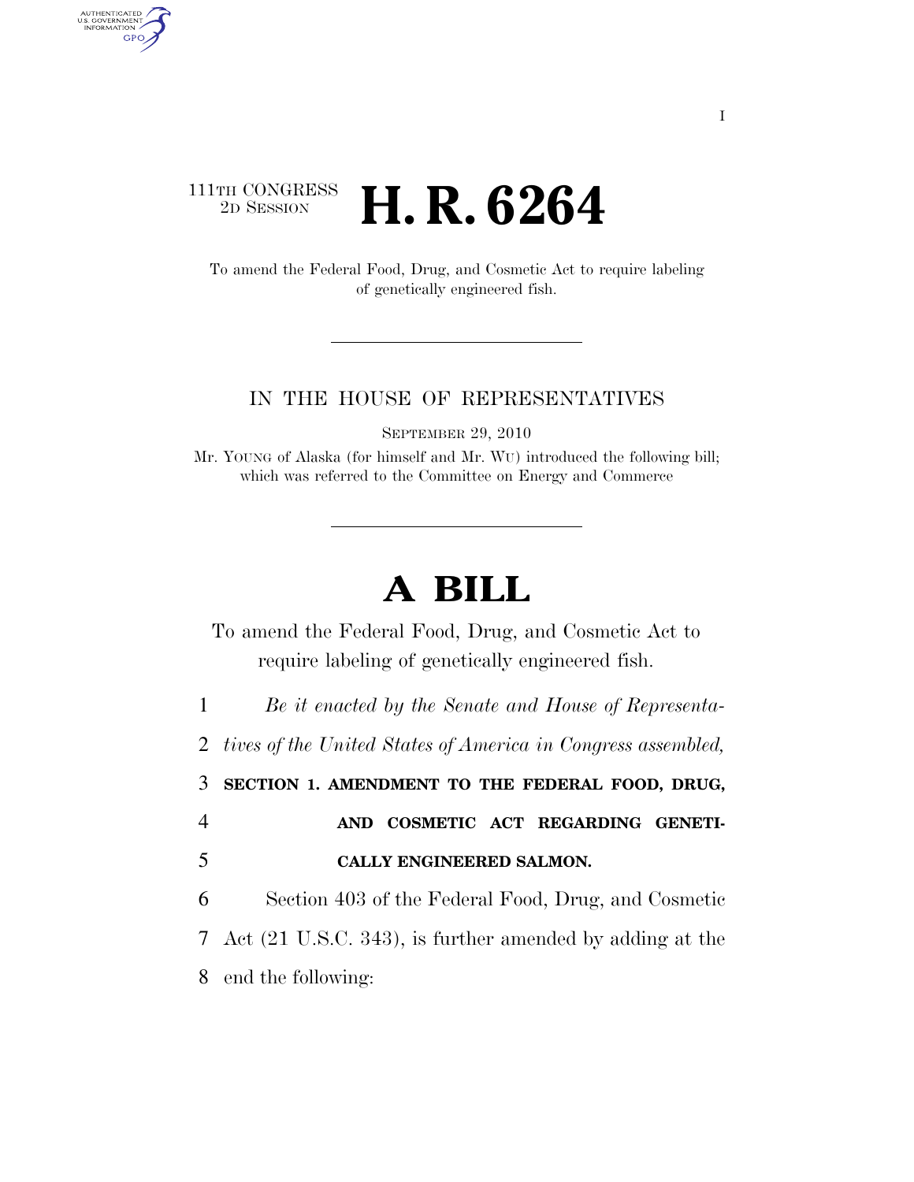111TH CONGRESS
2D SESSION

# H. R. 6264

To amend the Federal Food, Drug, and Cosmetic Act to require labeling of genetically engineered fish.

IN THE HOUSE OF REPRESENTATIVES

SEPTEMBER 29, 2010

Mr. YOUNG of Alaska (for himself and Mr. WU) introduced the following bill; which was referred to the Committee on Energy and Commerce

# A BILL

To amend the Federal Food, Drug, and Cosmetic Act to require labeling of genetically engineered fish.

*Be it enacted by the Senate and House of Representatives of the United States of America in Congress assembled,*

**SECTION 1. AMENDMENT TO THE FEDERAL FOOD, DRUG, AND COSMETIC ACT REGARDING GENETICALLY ENGINEERED SALMON.**

Section 403 of the Federal Food, Drug, and Cosmetic Act (21 U.S.C. 343), is further amended by adding at the end the following: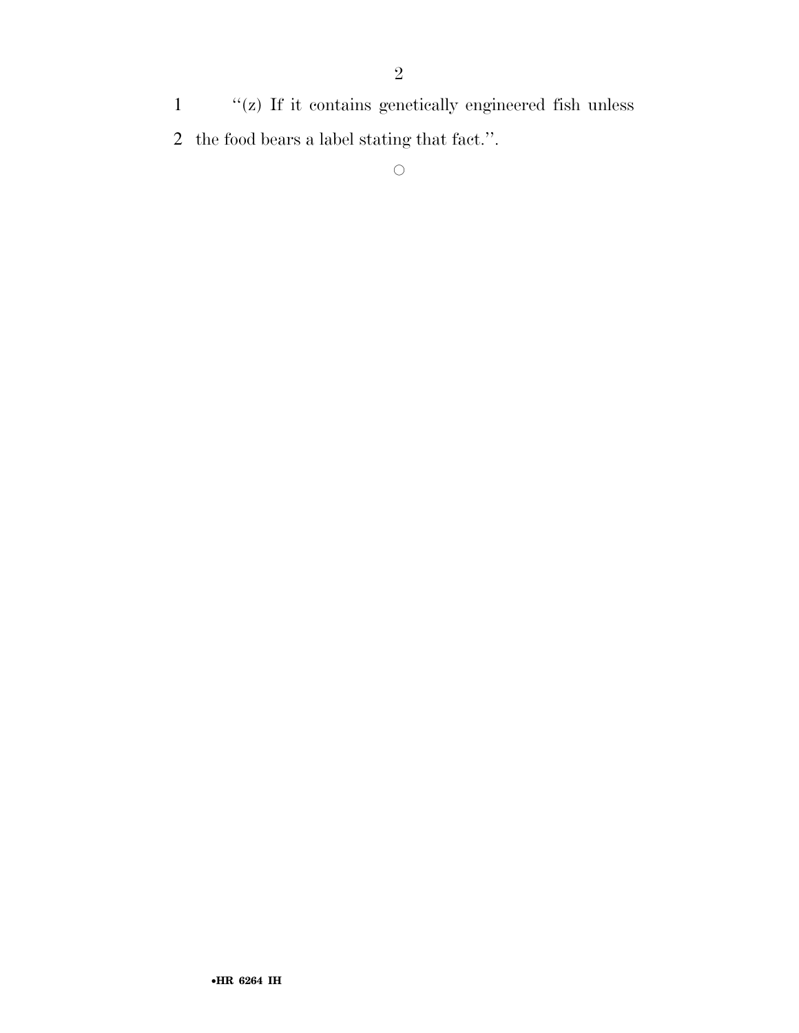"(z) If it contains genetically engineered fish unless the food bears a label stating that fact.".